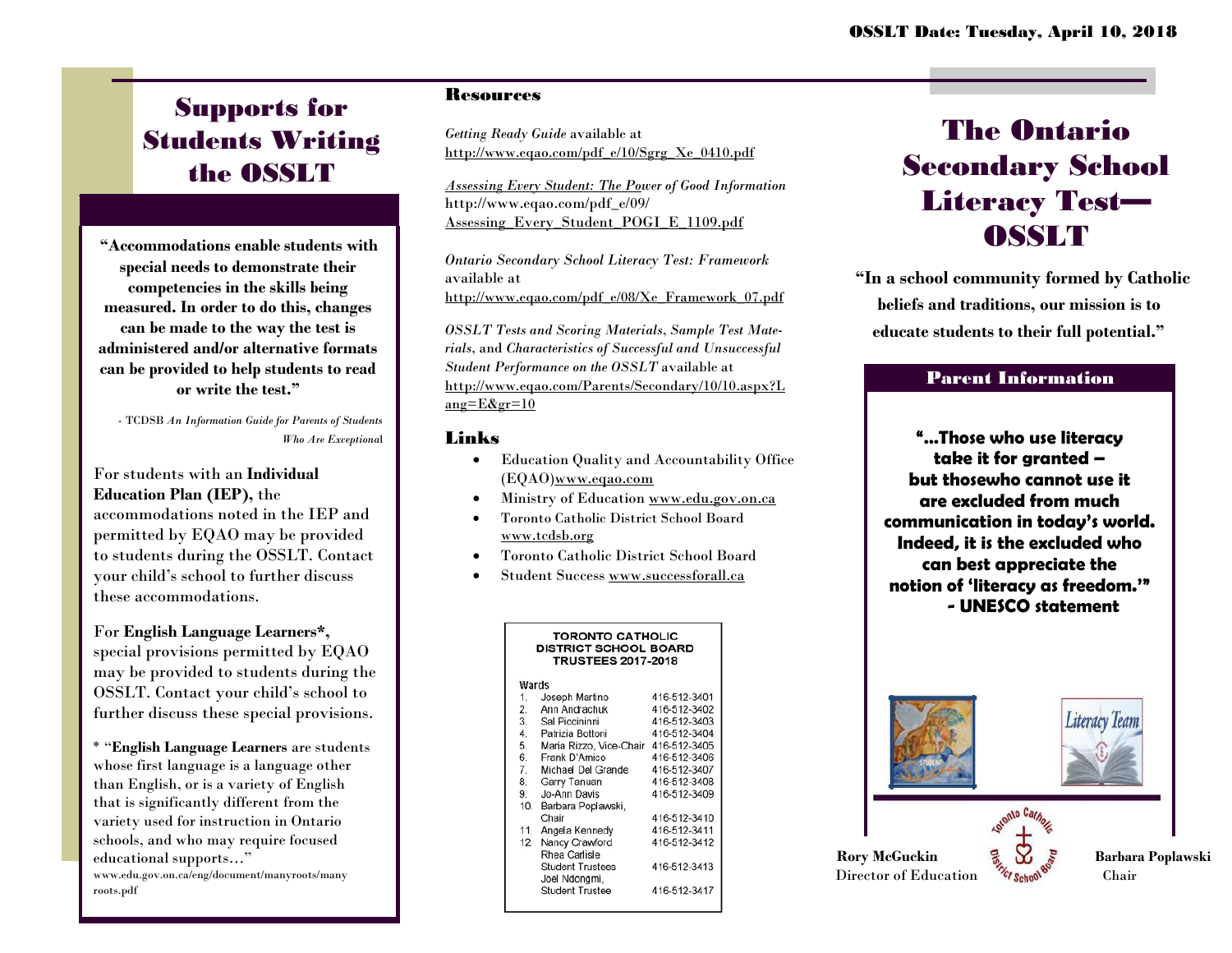OSSLT Date: Tuesday, April 10, 2018

# Supports for Students Writing the OSSLT

**"Accommodations enable students with special needs to demonstrate their competencies in the skills being measured. In order to do this, changes can be made to the way the test is administered and/or alternative formats can be provided to help students to read or write the test."**

- TCDSB *An Information Guide for Parents of Students Who Are Exceptional*

For students with an **Individual Education Plan (IEP),** the accommodations noted in the IEP and permitted by EQAO may be provided to students during the OSSLT. Contact your child's school to further discuss these accommodations.

For **English Language Learners*,** special provisions permitted by EQAO may be provided to students during the OSSLT. Contact your child's school to further discuss these special provisions.

* "**English Language Learners** are students whose first language is a language other than English, or is a variety of English that is significantly different from the variety used for instruction in Ontario schools, and who may require focused educational supports…"
www.edu.gov.on.ca/eng/document/manyroots/manyroots.pdf

## Resources

*Getting Ready Guide* available at
http://www.eqao.com/pdf_e/10/Sgrg_Xe_0410.pdf

*Assessing Every Student: The Power of Good Information*
http://www.eqao.com/pdf_e/09/Assessing_Every_Student_POGI_E_1109.pdf

*Ontario Secondary School Literacy Test: Framework* available at
http://www.eqao.com/pdf_e/08/Xe_Framework_07.pdf

*OSSLT Tests and Scoring Materials*, *Sample Test Materials*, and *Characteristics of Successful and Unsuccessful Student Performance on the OSSLT* available at
http://www.eqao.com/Parents/Secondary/10/10.aspx?Lang=E&gr=10

## Links

- Education Quality and Accountability Office (EQAO)www.eqao.com
- Ministry of Education www.edu.gov.on.ca
- Toronto Catholic District School Board www.tcdsb.org
- Toronto Catholic District School Board
- Student Success www.successforall.ca

**TORONTO CATHOLIC DISTRICT SCHOOL BOARD TRUSTEES 2017-2018**

| Wards | | |
|---|---|---|
| 1. | Joseph Martino | 416-512-3401 |
| 2. | Ann Andrachuk | 416-512-3402 |
| 3. | Sal Piccininni | 416-512-3403 |
| 4. | Patrizia Bottoni | 416-512-3404 |
| 5. | Maria Rizzo, Vice-Chair | 416-512-3405 |
| 6. | Frank D'Amico | 416-512-3406 |
| 7. | Michael Del Grande | 416-512-3407 |
| 8. | Garry Tanuan | 416-512-3408 |
| 9. | Jo-Ann Davis | 416-512-3409 |
| 10. | Barbara Poplawski, Chair | 416-512-3410 |
| 11. | Angela Kennedy | 416-512-3411 |
| 12. | Nancy Crawford | 416-512-3412 |
| | Rhea Carlisle Student Trustees | 416-512-3413 |
| | Joel Ndongmi, Student Trustee | 416-512-3417 |

# The Ontario Secondary School Literacy Test—OSSLT

**"In a school community formed by Catholic beliefs and traditions, our mission is to educate students to their full potential."**

## Parent Information

**"…Those who use literacy take it for granted – but thosewho cannot use it are excluded from much communication in today's world. Indeed, it is the excluded who can best appreciate the notion of 'literacy as freedom.'"
- UNESCO statement**

**Rory McGuckin**
Director of Education

**Barbara Poplawski**
Chair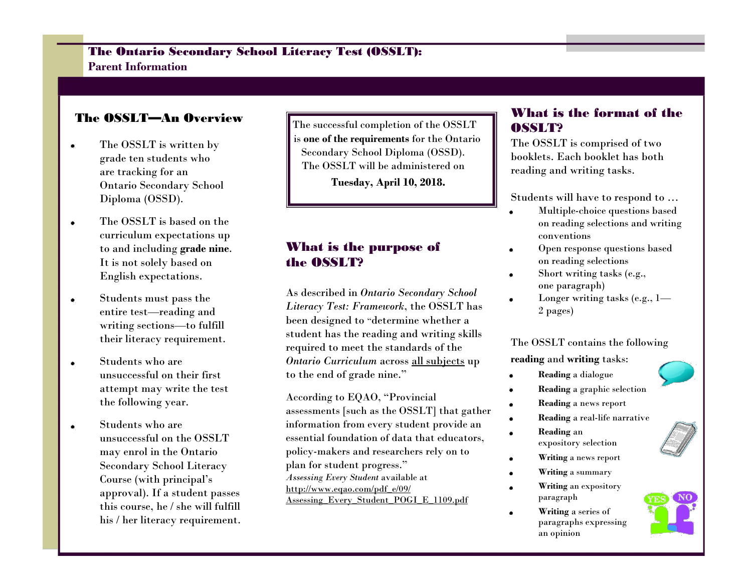# The Ontario Secondary School Literacy Test (OSSLT): Parent Information

## The OSSLT—An Overview

- The OSSLT is written by grade ten students who are tracking for an Ontario Secondary School Diploma (OSSD).
- The OSSLT is based on the curriculum expectations up to and including **grade nine**. It is not solely based on English expectations.
- Students must pass the entire test—reading and writing sections—to fulfill their literacy requirement.
- Students who are unsuccessful on their first attempt may write the test the following year.
- Students who are unsuccessful on the OSSLT may enrol in the Ontario Secondary School Literacy Course (with principal's approval). If a student passes this course, he / she will fulfill his / her literacy requirement.

The successful completion of the OSSLT is **one of the requirements** for the Ontario Secondary School Diploma (OSSD). The OSSLT will be administered on

**Tuesday, April 10, 2018.**

## What is the purpose of the OSSLT?

As described in *Ontario Secondary School Literacy Test: Framework*, the OSSLT has been designed to "determine whether a student has the reading and writing skills required to meet the standards of the *Ontario Curriculum* across all subjects up to the end of grade nine."

According to EQAO, "Provincial assessments [such as the OSSLT] that gather information from every student provide an essential foundation of data that educators, policy-makers and researchers rely on to plan for student progress."
*Assessing Every Student* available at http://www.eqao.com/pdf_e/09/Assessing_Every_Student_POGI_E_1109.pdf

## What is the format of the OSSLT?

The OSSLT is comprised of two booklets. Each booklet has both reading and writing tasks.

Students will have to respond to …

- Multiple-choice questions based on reading selections and writing conventions
- Open response questions based on reading selections
- Short writing tasks (e.g., one paragraph)
- Longer writing tasks (e.g., 1—2 pages)

The OSSLT contains the following **reading** and **writing** tasks:

- **Reading** a dialogue
- **Reading** a graphic selection
- **Reading** a news report
- **Reading** a real-life narrative
- **Reading** an expository selection
- **Writing** a news report
- **Writing** a summary
- **Writing** an expository paragraph
- **Writing** a series of paragraphs expressing an opinion